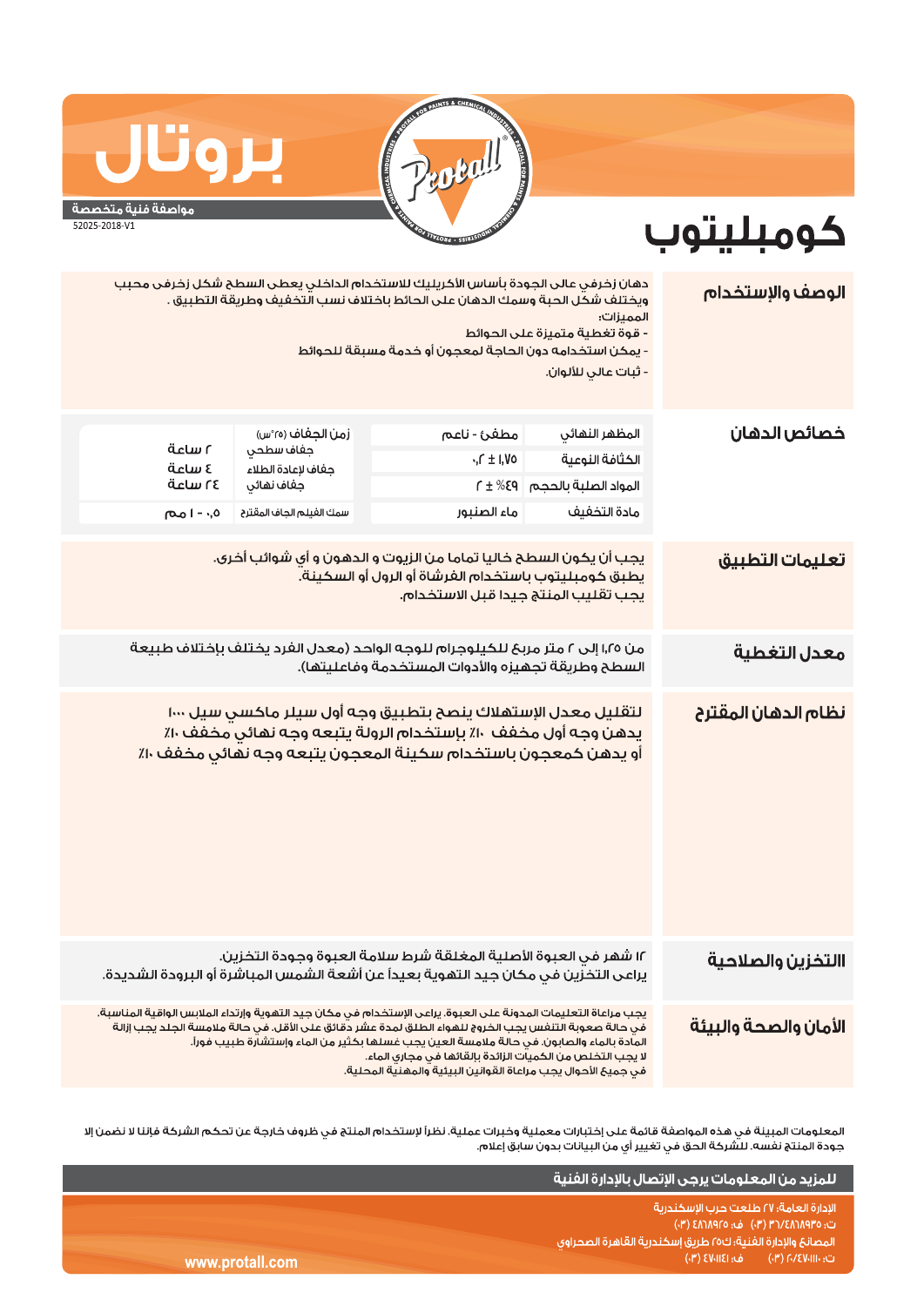# بروتال

**مواصفة فنية متخصصة**

52025-2018-V1

# كومبليتوب

## الوصف والإستخدام

دهان زخرفي عالي الجودة بأساس الأكريليك للاستخدام الداخلي يعطي السطح شكل زخرفي محبب ويختلف شكل الحبة وسمك الدهان على الحائط باختلاف نسب التخفيف وطريقة التطبيق .

المميزات:

- قوة تغطية متميزة على الحوائط
- يمكن استخدامه دون الحاجة لمعجون أو خدمة مسبقة للحوائط
- ثبات عالي للألوان.

## خصائص الدهان

| | | | |
|---|---|---|---|
| المظهر النهائي | مطفئ - ناعم | زمن الجفاف (٢٥°س) | |
| الكثافة النوعية | ١,٧٥ ± ٠,٢ | جفاف سطحي | ٢ ساعة |
| المواد الصلبة بالحجم | ٤٩٪ ± ٢ | جفاف لإعادة الطلاء | ٤ ساعة |
| | | جفاف نهائي | ٢٤ ساعة |
| مادة التخفيف | ماء الصنبور | سمك الفيلم الجاف المقترح | ٠,٥ - ١ مم |

## تعليمات التطبيق

يجب أن يكون السطح خاليا تماما من الزيوت و الدهون و أي شوائب أخرى.
يطبق كومبليتوب باستخدام الفرشاة أو الرول أو السكينة.
يجب تقليب المنتج جيدا قبل الاستخدام.

## معدل التغطية

من ١,٢٥ إلى ٢ متر مربع للكيلوجرام للوجه الواحد (معدل الفرد يختلف بإختلاف طبيعة السطح وطريقة تجهيزه والأدوات المستخدمة وفاعليتها).

## نظام الدهان المقترح

لتقليل معدل الإستهلاك ينصح بتطبيق وجه أول سيلر ماكسي سيل ١٠٠٠
يدهن وجه أول مخفف ١٠٪ بإستخدام الرولة يتبعه وجه نهائي مخفف ١٠٪
أو يدهن كمعجون باستخدام سكينة المعجون يتبعه وجه نهائي مخفف ١٠٪

## التخزين والصلاحية

١٢ شهر في العبوة الأصلية المغلقة شرط سلامة العبوة وجودة التخزين.
يراعى التخزين في مكان جيد التهوية بعيداً عن أشعة الشمس المباشرة أو البرودة الشديدة.

## الأمان والصحة والبيئة

يجب مراعاة التعليمات المدونة على العبوة. يراعى الإستخدام في مكان جيد التهوية وإرتداء الملابس الواقية المناسبة.
في حالة صعوبة التنفس يجب الخروج للهواء الطلق لمدة عشر دقائق على الأقل. في حالة ملامسة الجلد يجب إزالة المادة بالماء والصابون. في حالة ملامسة العين يجب غسلها بكثير من الماء وإستشارة طبيب فوراً.
لا يجب التخلص من الكميات الزائدة بإلقائها في مجاري الماء.
في جميع الأحوال يجب مراعاة القوانين البيئية والمهنية المحلية.

المعلومات المبينة في هذه المواصفة قائمة على إختبارات معملية وخبرات عملية. نظراً لإستخدام المنتج في ظروف خارجة عن تحكم الشركة فإننا لا نضمن إلا جودة المنتج نفسه. للشركة الحق في تغيير أي من البيانات بدون سابق إعلام.

**للمزيد من المعلومات يرجى الإتصال بالإدارة الفنية**

الإدارة العامة: ٢٧ طلعت حرب الإسكندرية
ت: ٤٨٦٨٩٣٥/٣٦ (٠٣) ف: ٤٨٦٨٩٢٥ (٠٣)
المصانع والإدارة الفنية: ك٢٥ طريق إسكندرية القاهرة الصحراوي
ت: ٤٧٠١١١٠/٢ (٠٣) ف: ٤٧٠١١٤١ (٠٣)

www.protall.com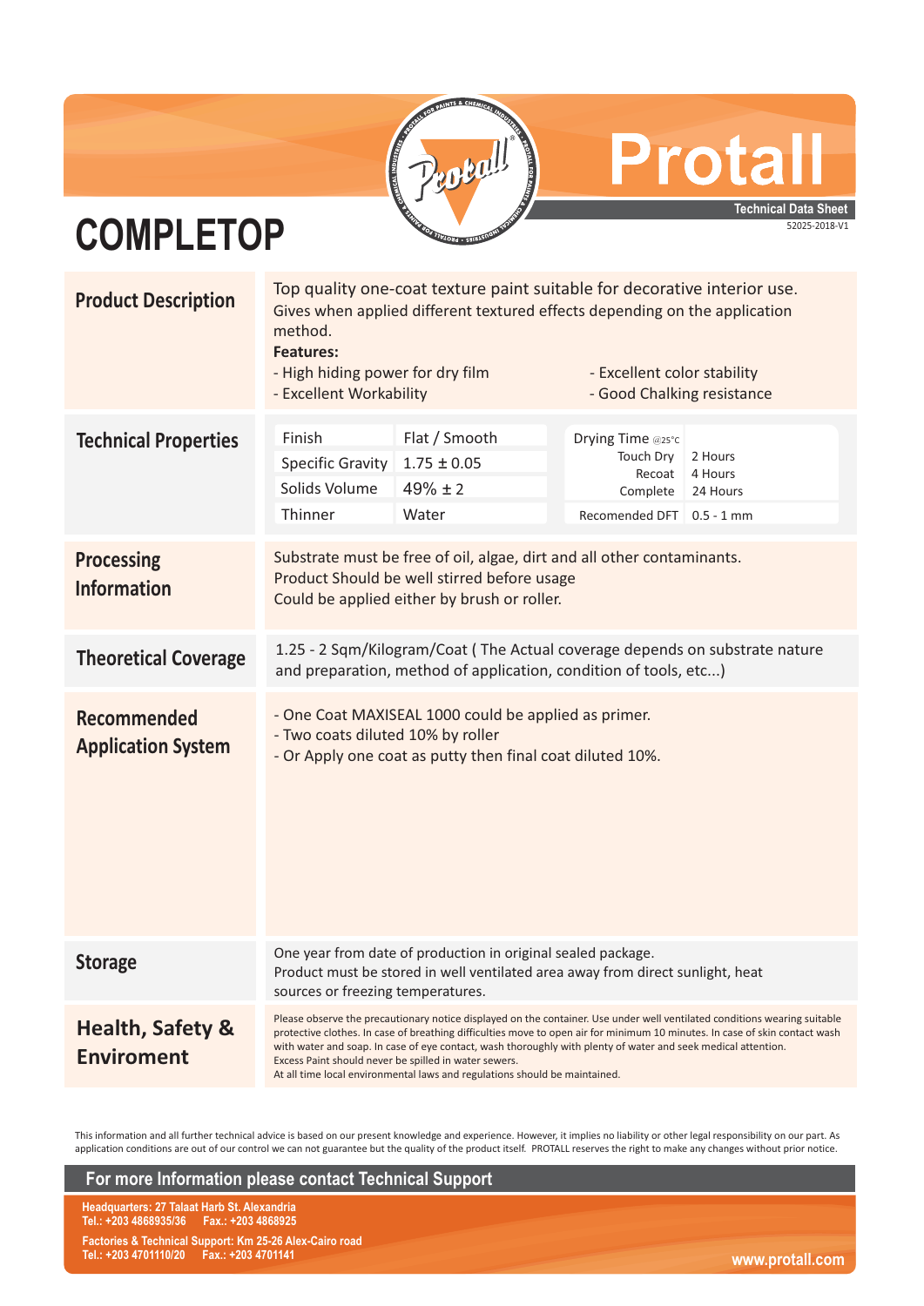# Protall

**Technical Data Sheet**
52025-2018-V1

# COMPLETOP

## Product Description

Top quality one-coat texture paint suitable for decorative interior use.
Gives when applied different textured effects depending on the application method.

**Features:**

- High hiding power for dry film
- Excellent Workability
- Excellent color stability
- Good Chalking resistance

## Technical Properties

| | | | |
|---|---|---|---|
| Finish | Flat / Smooth | Drying Time @25°c | |
| Specific Gravity | 1.75 ± 0.05 | Touch Dry | 2 Hours |
| Solids Volume | 49% ± 2 | Recoat | 4 Hours |
| | | Complete | 24 Hours |
| Thinner | Water | Recomended DFT | 0.5 - 1 mm |

## Processing Information

Substrate must be free of oil, algae, dirt and all other contaminants.
Product Should be well stirred before usage
Could be applied either by brush or roller.

## Theoretical Coverage

1.25 - 2 Sqm/Kilogram/Coat ( The Actual coverage depends on substrate nature and preparation, method of application, condition of tools, etc...)

## Recommended Application System

- One Coat MAXISEAL 1000 could be applied as primer.
- Two coats diluted 10% by roller
- Or Apply one coat as putty then final coat diluted 10%.

## Storage

One year from date of production in original sealed package.
Product must be stored in well ventilated area away from direct sunlight, heat sources or freezing temperatures.

## Health, Safety & Enviroment

Please observe the precautionary notice displayed on the container. Use under well ventilated conditions wearing suitable protective clothes. In case of breathing difficulties move to open air for minimum 10 minutes. In case of skin contact wash with water and soap. In case of eye contact, wash thoroughly with plenty of water and seek medical attention.
Excess Paint should never be spilled in water sewers.
At all time local environmental laws and regulations should be maintained.

This information and all further technical advice is based on our present knowledge and experience. However, it implies no liability or other legal responsibility on our part. As application conditions are out of our control we can not guarantee but the quality of the product itself. PROTALL reserves the right to make any changes without prior notice.

**For more Information please contact Technical Support**

**Headquarters: 27 Talaat Harb St. Alexandria**
**Tel.: +203 4868935/36 Fax.: +203 4868925**

**Factories & Technical Support: Km 25-26 Alex-Cairo road**
**Tel.: +203 4701110/20 Fax.: +203 4701141**

**www.protall.com**